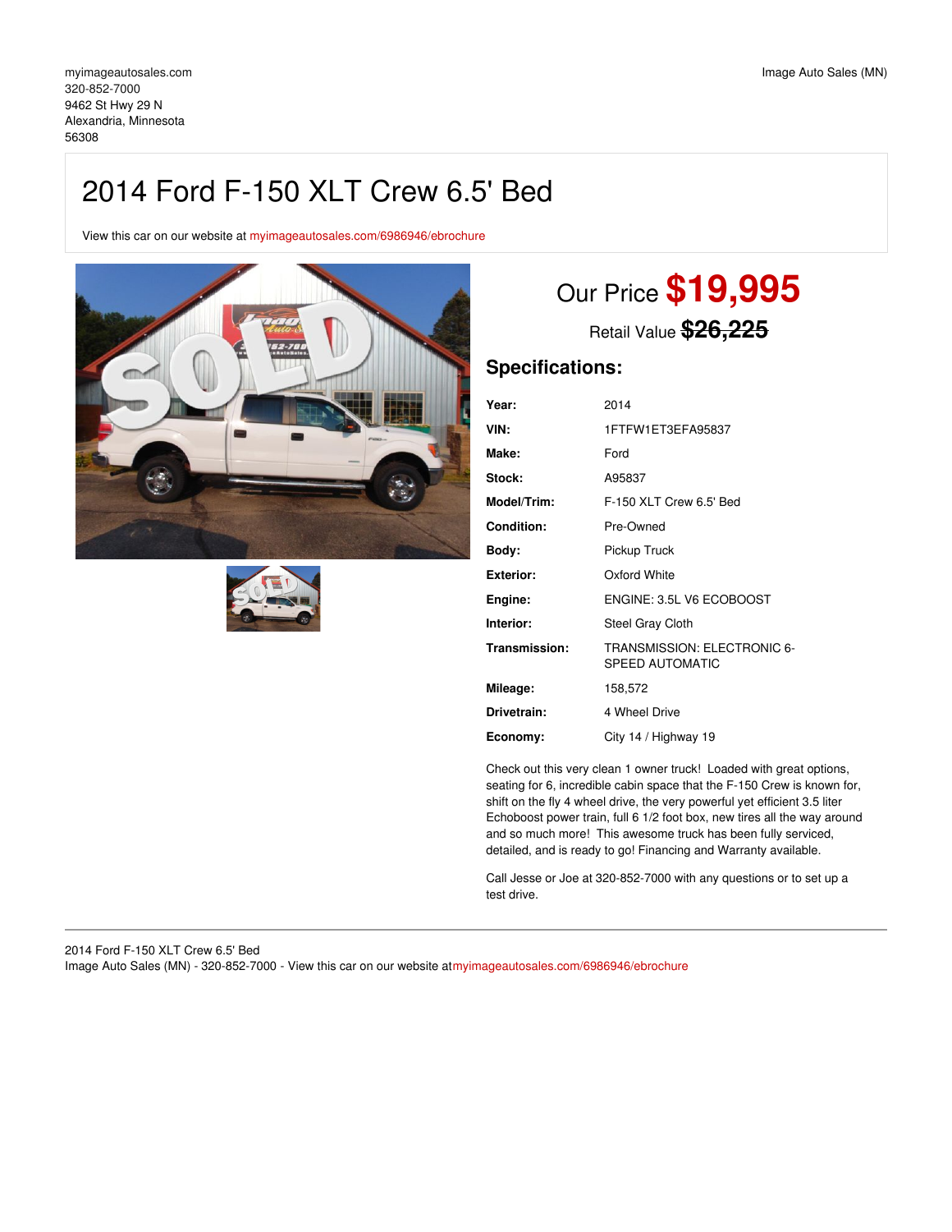myimageautosales.com
320-852-7000
9462 St Hwy 29 N
Alexandria, Minnesota
56308

Image Auto Sales (MN)

# 2014 Ford F-150 XLT Crew 6.5' Bed

View this car on our website at myimageautosales.com/6986946/ebrochure

Our Price **$19,995**

Retail Value ~~$26,225~~

## Specifications:

| | |
|---|---|
| **Year:** | 2014 |
| **VIN:** | 1FTFW1ET3EFA95837 |
| **Make:** | Ford |
| **Stock:** | A95837 |
| **Model/Trim:** | F-150 XLT Crew 6.5' Bed |
| **Condition:** | Pre-Owned |
| **Body:** | Pickup Truck |
| **Exterior:** | Oxford White |
| **Engine:** | ENGINE: 3.5L V6 ECOBOOST |
| **Interior:** | Steel Gray Cloth |
| **Transmission:** | TRANSMISSION: ELECTRONIC 6-SPEED AUTOMATIC |
| **Mileage:** | 158,572 |
| **Drivetrain:** | 4 Wheel Drive |
| **Economy:** | City 14 / Highway 19 |

Check out this very clean 1 owner truck! Loaded with great options, seating for 6, incredible cabin space that the F-150 Crew is known for, shift on the fly 4 wheel drive, the very powerful yet efficient 3.5 liter Echoboost power train, full 6 1/2 foot box, new tires all the way around and so much more! This awesome truck has been fully serviced, detailed, and is ready to go! Financing and Warranty available.

Call Jesse or Joe at 320-852-7000 with any questions or to set up a test drive.

2014 Ford F-150 XLT Crew 6.5' Bed
Image Auto Sales (MN) - 320-852-7000 - View this car on our website at myimageautosales.com/6986946/ebrochure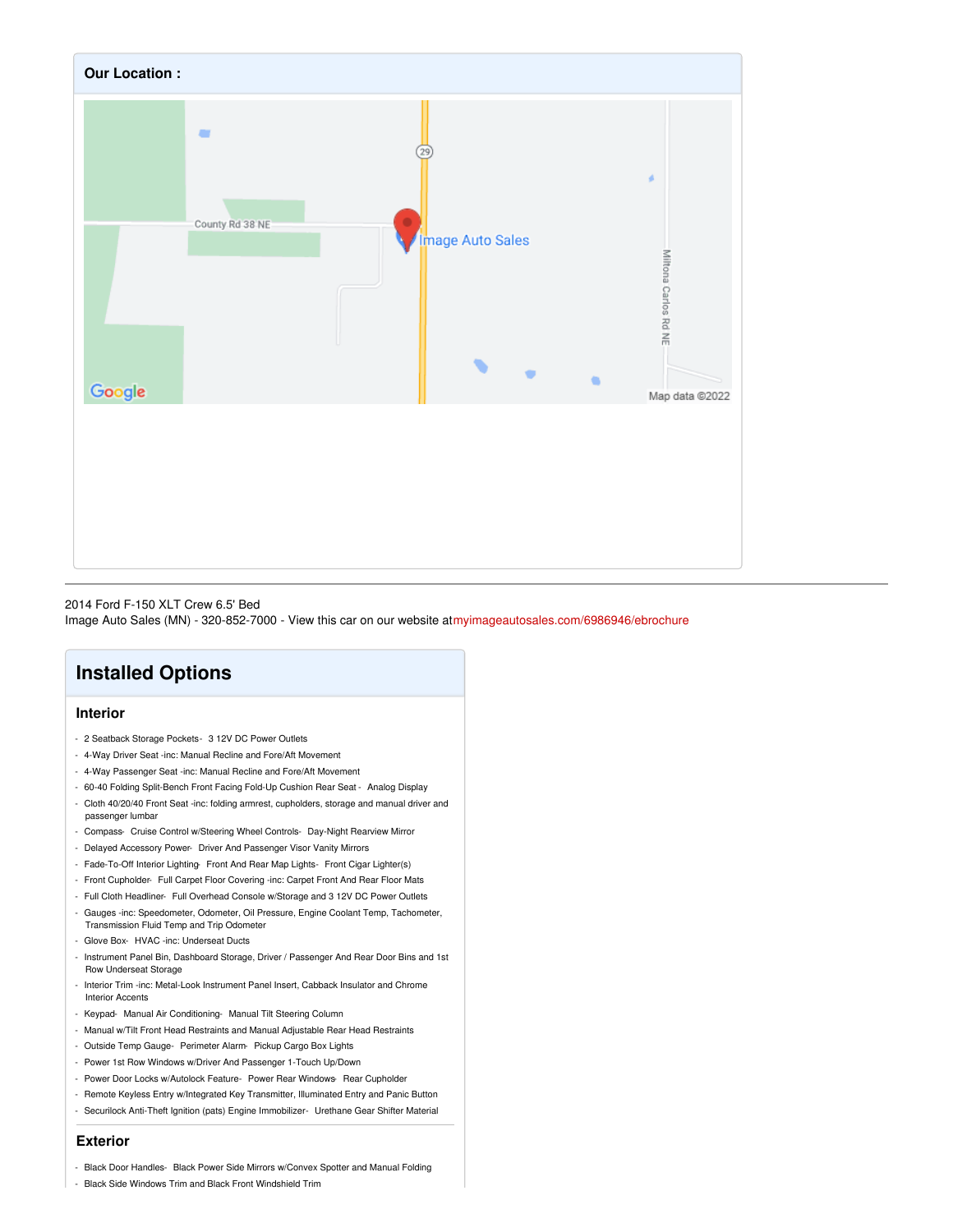## Our Location :

2014 Ford F-150 XLT Crew 6.5' Bed
Image Auto Sales (MN) - 320-852-7000 - View this car on our website at myimageautosales.com/6986946/ebrochure

# Installed Options

## Interior

- 2 Seatback Storage Pockets- 3 12V DC Power Outlets
- 4-Way Driver Seat -inc: Manual Recline and Fore/Aft Movement
- 4-Way Passenger Seat -inc: Manual Recline and Fore/Aft Movement
- 60-40 Folding Split-Bench Front Facing Fold-Up Cushion Rear Seat - Analog Display
- Cloth 40/20/40 Front Seat -inc: folding armrest, cupholders, storage and manual driver and passenger lumbar
- Compass- Cruise Control w/Steering Wheel Controls- Day-Night Rearview Mirror
- Delayed Accessory Power- Driver And Passenger Visor Vanity Mirrors
- Fade-To-Off Interior Lighting- Front And Rear Map Lights- Front Cigar Lighter(s)
- Front Cupholder- Full Carpet Floor Covering -inc: Carpet Front And Rear Floor Mats
- Full Cloth Headliner- Full Overhead Console w/Storage and 3 12V DC Power Outlets
- Gauges -inc: Speedometer, Odometer, Oil Pressure, Engine Coolant Temp, Tachometer, Transmission Fluid Temp and Trip Odometer
- Glove Box- HVAC -inc: Underseat Ducts
- Instrument Panel Bin, Dashboard Storage, Driver / Passenger And Rear Door Bins and 1st Row Underseat Storage
- Interior Trim -inc: Metal-Look Instrument Panel Insert, Cabback Insulator and Chrome Interior Accents
- Keypad- Manual Air Conditioning- Manual Tilt Steering Column
- Manual w/Tilt Front Head Restraints and Manual Adjustable Rear Head Restraints
- Outside Temp Gauge- Perimeter Alarm- Pickup Cargo Box Lights
- Power 1st Row Windows w/Driver And Passenger 1-Touch Up/Down
- Power Door Locks w/Autolock Feature- Power Rear Windows- Rear Cupholder
- Remote Keyless Entry w/Integrated Key Transmitter, Illuminated Entry and Panic Button
- Securilock Anti-Theft Ignition (pats) Engine Immobilizer- Urethane Gear Shifter Material

## Exterior

- Black Door Handles- Black Power Side Mirrors w/Convex Spotter and Manual Folding
- Black Side Windows Trim and Black Front Windshield Trim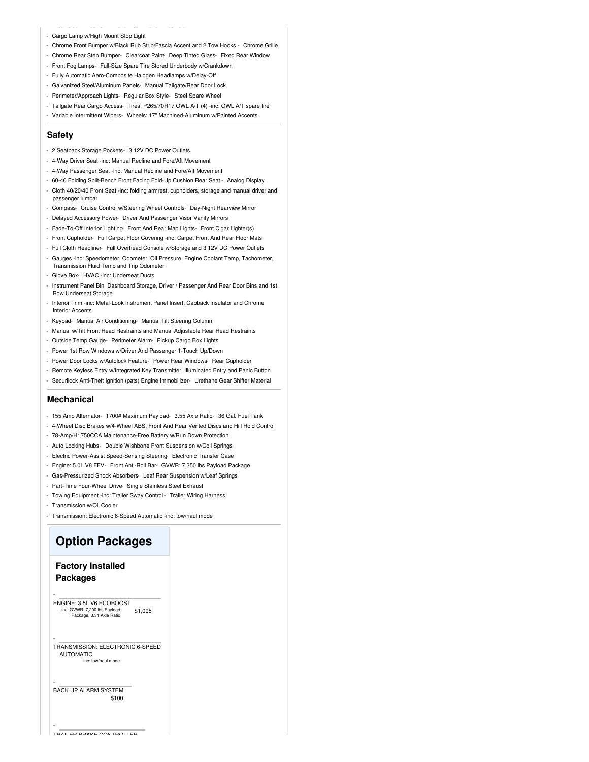- Cargo Lamp w/High Mount Stop Light
- Chrome Front Bumper w/Black Rub Strip/Fascia Accent and 2 Tow Hooks - Chrome Grille
- Chrome Rear Step Bumper- Clearcoat Paint- Deep Tinted Glass- Fixed Rear Window
- Front Fog Lamps- Full-Size Spare Tire Stored Underbody w/Crankdown
- Fully Automatic Aero-Composite Halogen Headlamps w/Delay-Off
- Galvanized Steel/Aluminum Panels- Manual Tailgate/Rear Door Lock
- Perimeter/Approach Lights- Regular Box Style- Steel Spare Wheel
- Tailgate Rear Cargo Access- Tires: P265/70R17 OWL A/T (4) -inc: OWL A/T spare tire
- Variable Intermittent Wipers- Wheels: 17" Machined-Aluminum w/Painted Accents

## Safety

- 2 Seatback Storage Pockets- 3 12V DC Power Outlets
- 4-Way Driver Seat -inc: Manual Recline and Fore/Aft Movement
- 4-Way Passenger Seat -inc: Manual Recline and Fore/Aft Movement
- 60-40 Folding Split-Bench Front Facing Fold-Up Cushion Rear Seat - Analog Display
- Cloth 40/20/40 Front Seat -inc: folding armrest, cupholders, storage and manual driver and passenger lumbar
- Compass- Cruise Control w/Steering Wheel Controls- Day-Night Rearview Mirror
- Delayed Accessory Power- Driver And Passenger Visor Vanity Mirrors
- Fade-To-Off Interior Lighting- Front And Rear Map Lights- Front Cigar Lighter(s)
- Front Cupholder- Full Carpet Floor Covering -inc: Carpet Front And Rear Floor Mats
- Full Cloth Headliner- Full Overhead Console w/Storage and 3 12V DC Power Outlets
- Gauges -inc: Speedometer, Odometer, Oil Pressure, Engine Coolant Temp, Tachometer, Transmission Fluid Temp and Trip Odometer
- Glove Box- HVAC -inc: Underseat Ducts
- Instrument Panel Bin, Dashboard Storage, Driver / Passenger And Rear Door Bins and 1st Row Underseat Storage
- Interior Trim -inc: Metal-Look Instrument Panel Insert, Cabback Insulator and Chrome Interior Accents
- Keypad- Manual Air Conditioning- Manual Tilt Steering Column
- Manual w/Tilt Front Head Restraints and Manual Adjustable Rear Head Restraints
- Outside Temp Gauge- Perimeter Alarm- Pickup Cargo Box Lights
- Power 1st Row Windows w/Driver And Passenger 1-Touch Up/Down
- Power Door Locks w/Autolock Feature- Power Rear Windows- Rear Cupholder
- Remote Keyless Entry w/Integrated Key Transmitter, Illuminated Entry and Panic Button
- Securilock Anti-Theft Ignition (pats) Engine Immobilizer- Urethane Gear Shifter Material

## Mechanical

- 155 Amp Alternator- 1700# Maximum Payload- 3.55 Axle Ratio- 36 Gal. Fuel Tank
- 4-Wheel Disc Brakes w/4-Wheel ABS, Front And Rear Vented Discs and Hill Hold Control
- 78-Amp/Hr 750CCA Maintenance-Free Battery w/Run Down Protection
- Auto Locking Hubs- Double Wishbone Front Suspension w/Coil Springs
- Electric Power-Assist Speed-Sensing Steering- Electronic Transfer Case
- Engine: 5.0L V8 FFV- Front Anti-Roll Bar- GVWR: 7,350 lbs Payload Package
- Gas-Pressurized Shock Absorbers- Leaf Rear Suspension w/Leaf Springs
- Part-Time Four-Wheel Drive- Single Stainless Steel Exhaust
- Towing Equipment -inc: Trailer Sway Control - Trailer Wiring Harness
- Transmission w/Oil Cooler
- Transmission: Electronic 6-Speed Automatic -inc: tow/haul mode

# Option Packages

## Factory Installed Packages

- ENGINE: 3.5L V6 ECOBOOST -inc: GVWR: 7,200 lbs Payload Package, 3.31 Axle Ratio — $1,095
- TRANSMISSION: ELECTRONIC 6-SPEED AUTOMATIC -inc: tow/haul mode
- BACK UP ALARM SYSTEM — $100
- TRAILER BRAKE CONTROLLER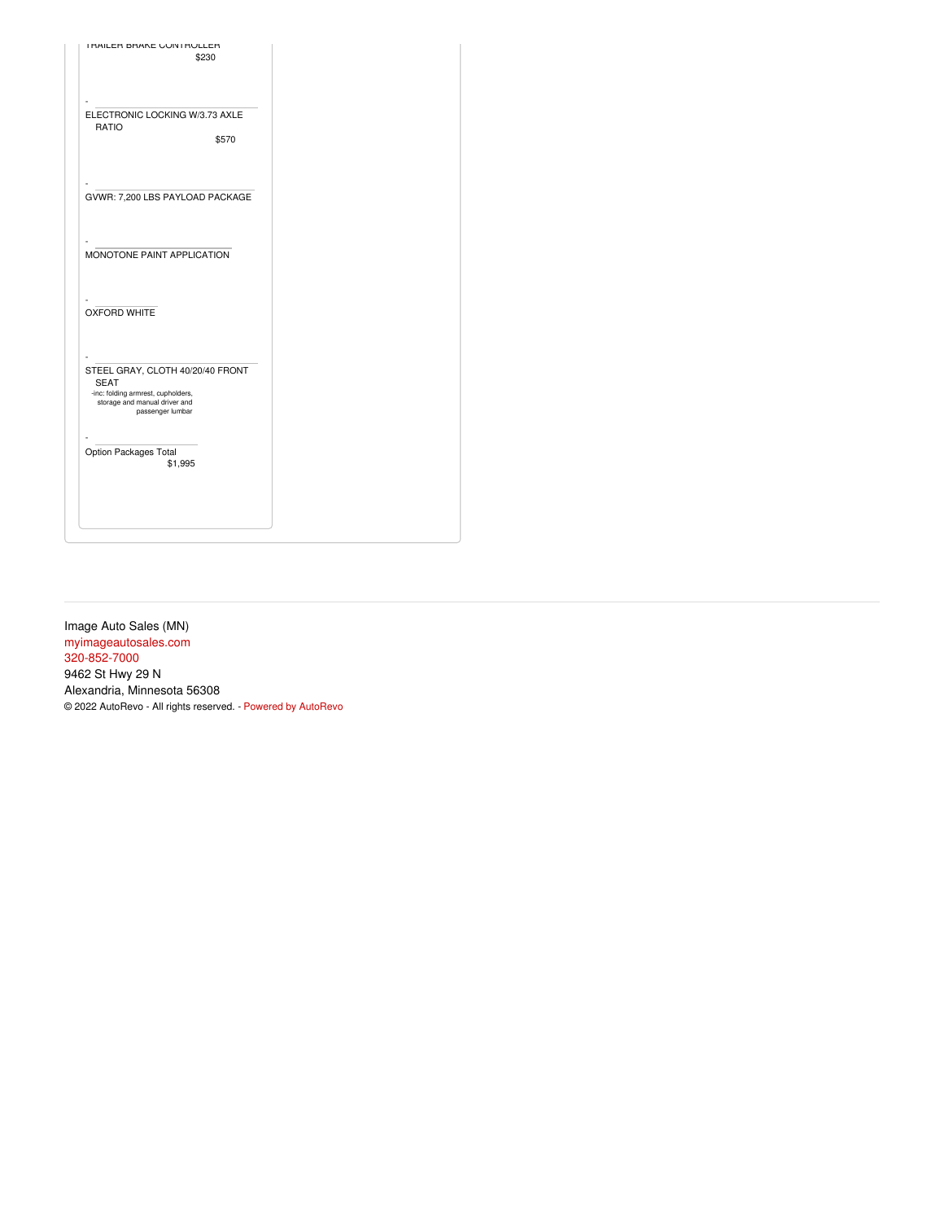TRAILER BRAKE CONTROLLER
$230

-
ELECTRONIC LOCKING W/3.73 AXLE RATIO
$570

-
GVWR: 7,200 LBS PAYLOAD PACKAGE

-
MONOTONE PAINT APPLICATION

-
OXFORD WHITE

-
STEEL GRAY, CLOTH 40/20/40 FRONT SEAT
-inc: folding armrest, cupholders, storage and manual driver and passenger lumbar

-
Option Packages Total
$1,995

---

Image Auto Sales (MN)
myimageautosales.com
320-852-7000
9462 St Hwy 29 N
Alexandria, Minnesota 56308
© 2022 AutoRevo - All rights reserved. - Powered by AutoRevo